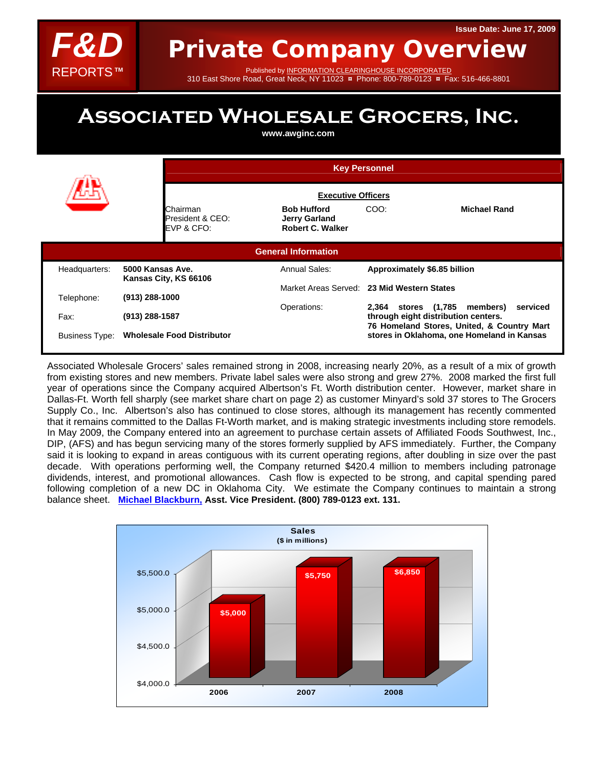F&D REPORTS™

# Private Company Overview

Issue Date: June 17, 2009

Published by INFORMATION CLEARINGHOUSE INCORPORATED
310 East Shore Road, Great Neck, NY 11023 ¤ Phone: 800-789-0123 ¤ Fax: 516-466-8801

# ASSOCIATED WHOLESALE GROCERS, INC.

**www.awginc.com**

## Key Personnel

**Executive Officers**

| | | | |
|---|---|---|---|
| Chairman | **Bob Hufford** | COO: | **Michael Rand** |
| President & CEO: | **Jerry Garland** | | |
| EVP & CFO: | **Robert C. Walker** | | |

## General Information

| | | | |
|---|---|---|---|
| Headquarters: | **5000 Kansas Ave. Kansas City, KS 66106** | Annual Sales: | **Approximately $6.85 billion** |
| Telephone: | **(913) 288-1000** | Market Areas Served: | **23 Mid Western States** |
| Fax: | **(913) 288-1587** | Operations: | **2,364 stores (1,785 members) serviced through eight distribution centers. 76 Homeland Stores, United, & Country Mart stores in Oklahoma, one Homeland in Kansas** |
| Business Type: | **Wholesale Food Distributor** | | |

Associated Wholesale Grocers' sales remained strong in 2008, increasing nearly 20%, as a result of a mix of growth from existing stores and new members. Private label sales were also strong and grew 27%. 2008 marked the first full year of operations since the Company acquired Albertson's Ft. Worth distribution center. However, market share in Dallas-Ft. Worth fell sharply (see market share chart on page 2) as customer Minyard's sold 37 stores to The Grocers Supply Co., Inc. Albertson's also has continued to close stores, although its management has recently commented that it remains committed to the Dallas Ft-Worth market, and is making strategic investments including store remodels. In May 2009, the Company entered into an agreement to purchase certain assets of Affiliated Foods Southwest, Inc., DIP, (AFS) and has begun servicing many of the stores formerly supplied by AFS immediately. Further, the Company said it is looking to expand in areas contiguous with its current operating regions, after doubling in size over the past decade. With operations performing well, the Company returned $420.4 million to members including patronage dividends, interest, and promotional allowances. Cash flow is expected to be strong, and capital spending pared following completion of a new DC in Oklahoma City. We estimate the Company continues to maintain a strong balance sheet. **Michael Blackburn, Asst. Vice President. (800) 789-0123 ext. 131.**

**Sales**
**($ in millions)**

| Year | Sales |
|---|---|
| 2006 | $5,000 |
| 2007 | $5,750 |
| 2008 | $6,850 |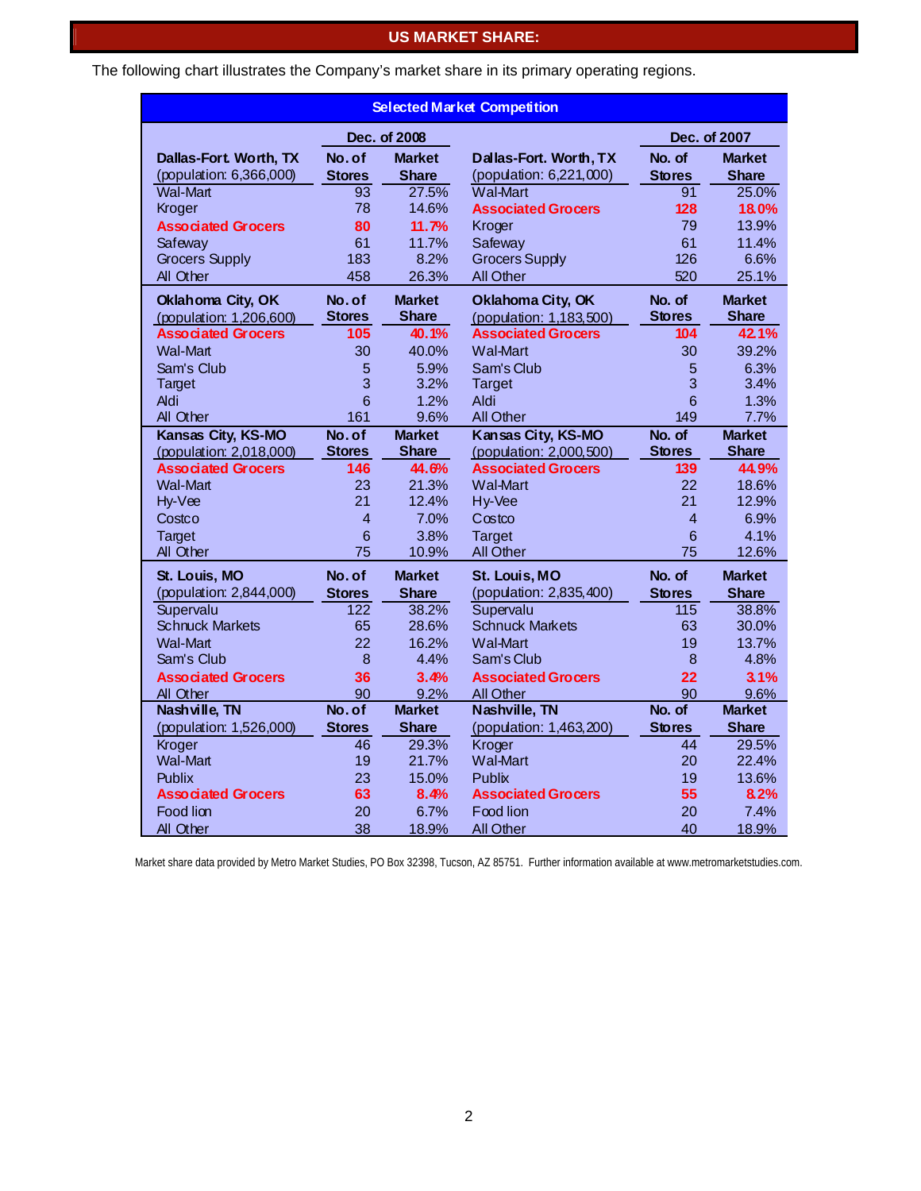## US MARKET SHARE:

The following chart illustrates the Company's market share in its primary operating regions.

**Selected Market Competition**

| | Dec. of 2008 | | | Dec. of 2007 | |
|---|---|---|---|---|---|
| **Dallas-Fort. Worth, TX** (population: 6,366,000) | **No. of Stores** | **Market Share** | **Dallas-Fort. Worth, TX** (population: 6,221,000) | **No. of Stores** | **Market Share** |
| Wal-Mart | 93 | 27.5% | Wal-Mart | 91 | 25.0% |
| Kroger | 78 | 14.6% | **Associated Grocers** | **128** | **18.0%** |
| **Associated Grocers** | **80** | **11.7%** | Kroger | 79 | 13.9% |
| Safeway | 61 | 11.7% | Safeway | 61 | 11.4% |
| Grocers Supply | 183 | 8.2% | Grocers Supply | 126 | 6.6% |
| All Other | 458 | 26.3% | All Other | 520 | 25.1% |
| **Oklahoma City, OK** (population: 1,206,600) | **No. of Stores** | **Market Share** | **Oklahoma City, OK** (population: 1,183,500) | **No. of Stores** | **Market Share** |
| **Associated Grocers** | **105** | **40.1%** | **Associated Grocers** | **104** | **42.1%** |
| Wal-Mart | 30 | 40.0% | Wal-Mart | 30 | 39.2% |
| Sam's Club | 5 | 5.9% | Sam's Club | 5 | 6.3% |
| Target | 3 | 3.2% | Target | 3 | 3.4% |
| Aldi | 6 | 1.2% | Aldi | 6 | 1.3% |
| All Other | 161 | 9.6% | All Other | 149 | 7.7% |
| **Kansas City, KS-MO** (population: 2,018,000) | **No. of Stores** | **Market Share** | **Kansas City, KS-MO** (population: 2,000,500) | **No. of Stores** | **Market Share** |
| **Associated Grocers** | **146** | **44.6%** | **Associated Grocers** | **139** | **44.9%** |
| Wal-Mart | 23 | 21.3% | Wal-Mart | 22 | 18.6% |
| Hy-Vee | 21 | 12.4% | Hy-Vee | 21 | 12.9% |
| Costco | 4 | 7.0% | Costco | 4 | 6.9% |
| Target | 6 | 3.8% | Target | 6 | 4.1% |
| All Other | 75 | 10.9% | All Other | 75 | 12.6% |
| **St. Louis, MO** (population: 2,844,000) | **No. of Stores** | **Market Share** | **St. Louis, MO** (population: 2,835,400) | **No. of Stores** | **Market Share** |
| Supervalu | 122 | 38.2% | Supervalu | 115 | 38.8% |
| Schnuck Markets | 65 | 28.6% | Schnuck Markets | 63 | 30.0% |
| Wal-Mart | 22 | 16.2% | Wal-Mart | 19 | 13.7% |
| Sam's Club | 8 | 4.4% | Sam's Club | 8 | 4.8% |
| **Associated Grocers** | **36** | **3.4%** | **Associated Grocers** | **22** | **3.1%** |
| All Other | 90 | 9.2% | All Other | 90 | 9.6% |
| **Nashville, TN** (population: 1,526,000) | **No. of Stores** | **Market Share** | **Nashville, TN** (population: 1,463,200) | **No. of Stores** | **Market Share** |
| Kroger | 46 | 29.3% | Kroger | 44 | 29.5% |
| Wal-Mart | 19 | 21.7% | Wal-Mart | 20 | 22.4% |
| Publix | 23 | 15.0% | Publix | 19 | 13.6% |
| **Associated Grocers** | **63** | **8.4%** | **Associated Grocers** | **55** | **8.2%** |
| Food lion | 20 | 6.7% | Food lion | 20 | 7.4% |
| All Other | 38 | 18.9% | All Other | 40 | 18.9% |

Market share data provided by Metro Market Studies, PO Box 32398, Tucson, AZ 85751. Further information available at www.metromarketstudies.com.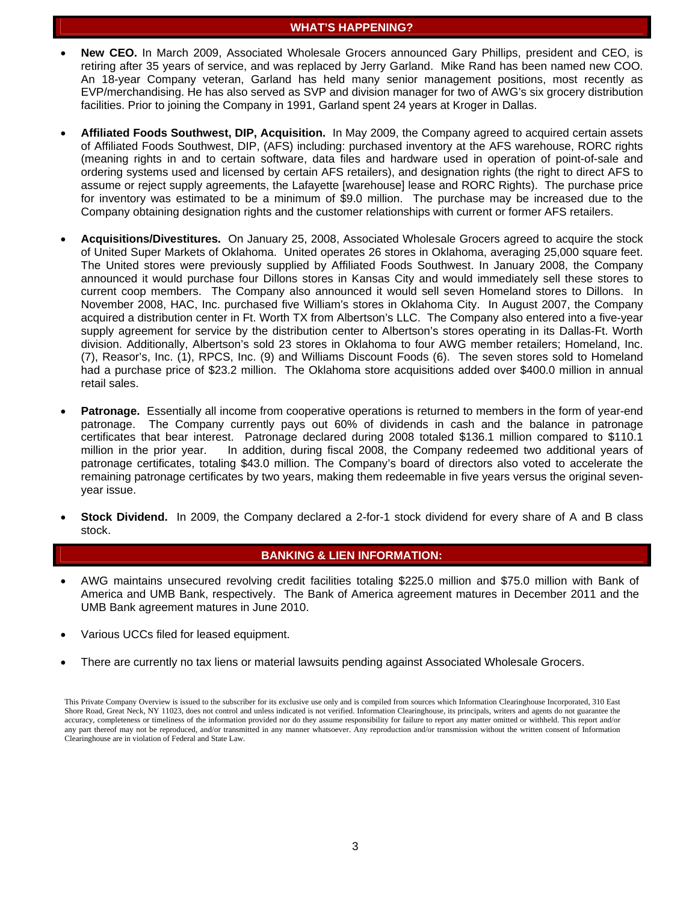## WHAT'S HAPPENING?

- **New CEO.** In March 2009, Associated Wholesale Grocers announced Gary Phillips, president and CEO, is retiring after 35 years of service, and was replaced by Jerry Garland. Mike Rand has been named new COO. An 18-year Company veteran, Garland has held many senior management positions, most recently as EVP/merchandising. He has also served as SVP and division manager for two of AWG's six grocery distribution facilities. Prior to joining the Company in 1991, Garland spent 24 years at Kroger in Dallas.

- **Affiliated Foods Southwest, DIP, Acquisition.** In May 2009, the Company agreed to acquired certain assets of Affiliated Foods Southwest, DIP, (AFS) including: purchased inventory at the AFS warehouse, RORC rights (meaning rights in and to certain software, data files and hardware used in operation of point-of-sale and ordering systems used and licensed by certain AFS retailers), and designation rights (the right to direct AFS to assume or reject supply agreements, the Lafayette [warehouse] lease and RORC Rights). The purchase price for inventory was estimated to be a minimum of $9.0 million. The purchase may be increased due to the Company obtaining designation rights and the customer relationships with current or former AFS retailers.

- **Acquisitions/Divestitures.** On January 25, 2008, Associated Wholesale Grocers agreed to acquire the stock of United Super Markets of Oklahoma. United operates 26 stores in Oklahoma, averaging 25,000 square feet. The United stores were previously supplied by Affiliated Foods Southwest. In January 2008, the Company announced it would purchase four Dillons stores in Kansas City and would immediately sell these stores to current coop members. The Company also announced it would sell seven Homeland stores to Dillons. In November 2008, HAC, Inc. purchased five William's stores in Oklahoma City. In August 2007, the Company acquired a distribution center in Ft. Worth TX from Albertson's LLC. The Company also entered into a five-year supply agreement for service by the distribution center to Albertson's stores operating in its Dallas-Ft. Worth division. Additionally, Albertson's sold 23 stores in Oklahoma to four AWG member retailers; Homeland, Inc. (7), Reasor's, Inc. (1), RPCS, Inc. (9) and Williams Discount Foods (6). The seven stores sold to Homeland had a purchase price of $23.2 million. The Oklahoma store acquisitions added over $400.0 million in annual retail sales.

- **Patronage.** Essentially all income from cooperative operations is returned to members in the form of year-end patronage. The Company currently pays out 60% of dividends in cash and the balance in patronage certificates that bear interest. Patronage declared during 2008 totaled $136.1 million compared to $110.1 million in the prior year. In addition, during fiscal 2008, the Company redeemed two additional years of patronage certificates, totaling $43.0 million. The Company's board of directors also voted to accelerate the remaining patronage certificates by two years, making them redeemable in five years versus the original seven-year issue.

- **Stock Dividend.** In 2009, the Company declared a 2-for-1 stock dividend for every share of A and B class stock.

## BANKING & LIEN INFORMATION:

- AWG maintains unsecured revolving credit facilities totaling $225.0 million and $75.0 million with Bank of America and UMB Bank, respectively. The Bank of America agreement matures in December 2011 and the UMB Bank agreement matures in June 2010.

- Various UCCs filed for leased equipment.

- There are currently no tax liens or material lawsuits pending against Associated Wholesale Grocers.

This Private Company Overview is issued to the subscriber for its exclusive use only and is compiled from sources which Information Clearinghouse Incorporated, 310 East Shore Road, Great Neck, NY 11023, does not control and unless indicated is not verified. Information Clearinghouse, its principals, writers and agents do not guarantee the accuracy, completeness or timeliness of the information provided nor do they assume responsibility for failure to report any matter omitted or withheld. This report and/or any part thereof may not be reproduced, and/or transmitted in any manner whatsoever. Any reproduction and/or transmission without the written consent of Information Clearinghouse are in violation of Federal and State Law.